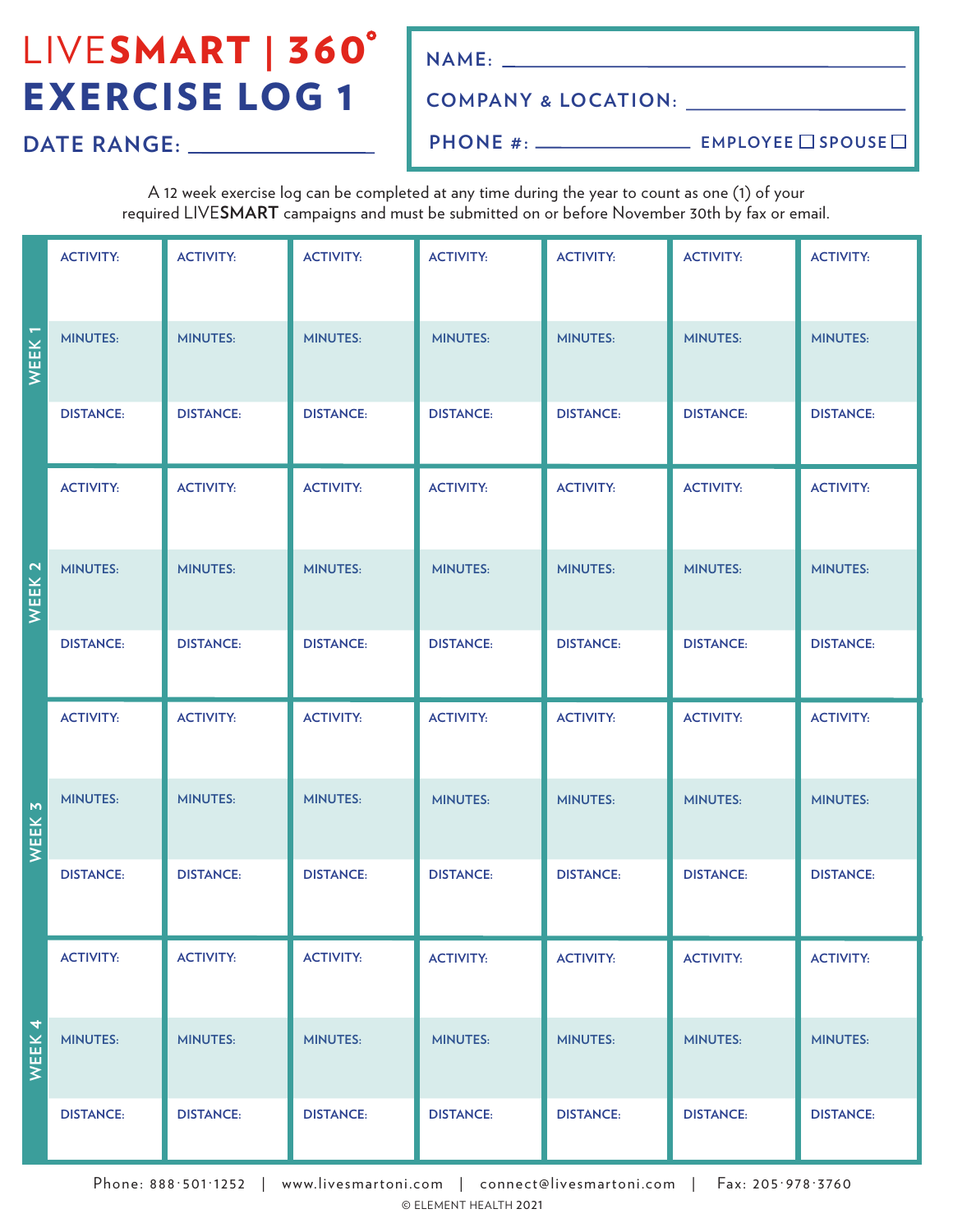# LIVESMART | 360°

# EXERCISE LOG 1

**DATE RANGE:** ____________________

**NAME:** ________________________________

**COMPANY & LOCATION:** ____________________

**PHONE #:** ______________ EMPLOYEE ☐ SPOUSE ☐

A 12 week exercise log can be completed at any time during the year to count as one (1) of your required LIVE**SMART** campaigns and must be submitted on or before November 30th by fax or email.

| | | | | | | | |
|---|---|---|---|---|---|---|---|
| **WEEK 1** | ACTIVITY: | ACTIVITY: | ACTIVITY: | ACTIVITY: | ACTIVITY: | ACTIVITY: | ACTIVITY: |
| | MINUTES: | MINUTES: | MINUTES: | MINUTES: | MINUTES: | MINUTES: | MINUTES: |
| | DISTANCE: | DISTANCE: | DISTANCE: | DISTANCE: | DISTANCE: | DISTANCE: | DISTANCE: |
| **WEEK 2** | ACTIVITY: | ACTIVITY: | ACTIVITY: | ACTIVITY: | ACTIVITY: | ACTIVITY: | ACTIVITY: |
| | MINUTES: | MINUTES: | MINUTES: | MINUTES: | MINUTES: | MINUTES: | MINUTES: |
| | DISTANCE: | DISTANCE: | DISTANCE: | DISTANCE: | DISTANCE: | DISTANCE: | DISTANCE: |
| **WEEK 3** | ACTIVITY: | ACTIVITY: | ACTIVITY: | ACTIVITY: | ACTIVITY: | ACTIVITY: | ACTIVITY: |
| | MINUTES: | MINUTES: | MINUTES: | MINUTES: | MINUTES: | MINUTES: | MINUTES: |
| | DISTANCE: | DISTANCE: | DISTANCE: | DISTANCE: | DISTANCE: | DISTANCE: | DISTANCE: |
| **WEEK 4** | ACTIVITY: | ACTIVITY: | ACTIVITY: | ACTIVITY: | ACTIVITY: | ACTIVITY: | ACTIVITY: |
| | MINUTES: | MINUTES: | MINUTES: | MINUTES: | MINUTES: | MINUTES: | MINUTES: |
| | DISTANCE: | DISTANCE: | DISTANCE: | DISTANCE: | DISTANCE: | DISTANCE: | DISTANCE: |

Phone: 888·501·1252 | www.livesmartoni.com | connect@livesmartoni.com | Fax: 205·978·3760

© ELEMENT HEALTH 2021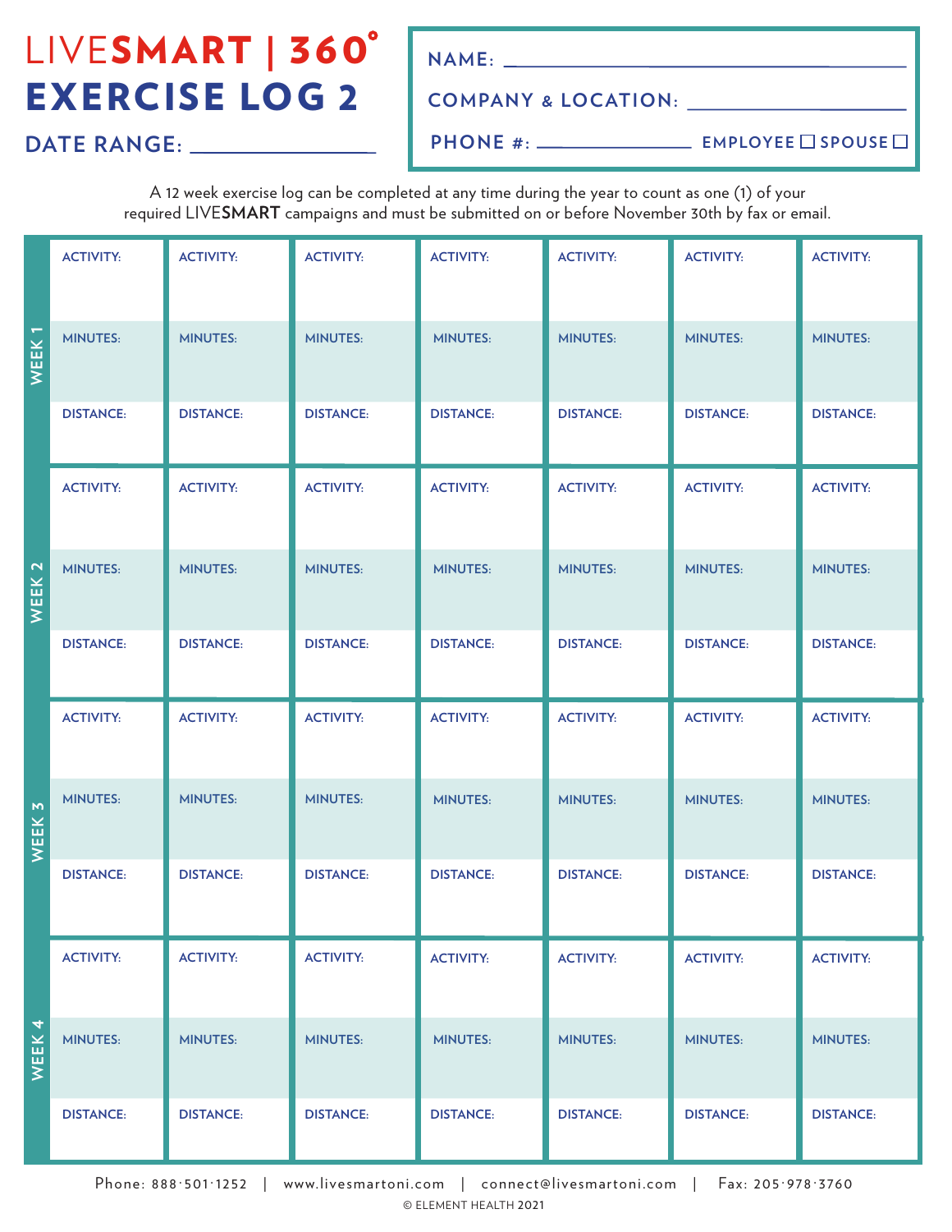# LIVE**SMART** | 360°

# EXERCISE LOG 2

**DATE RANGE:** ________________

**NAME:** ________________

**COMPANY & LOCATION:** ________________

**PHONE #:** ________________ **EMPLOYEE** ☐ **SPOUSE** ☐

A 12 week exercise log can be completed at any time during the year to count as one (1) of your required LIVE**SMART** campaigns and must be submitted on or before November 30th by fax or email.

| | | | | | | | |
|---|---|---|---|---|---|---|---|
| **WEEK 1** | ACTIVITY: | ACTIVITY: | ACTIVITY: | ACTIVITY: | ACTIVITY: | ACTIVITY: | ACTIVITY: |
| | MINUTES: | MINUTES: | MINUTES: | MINUTES: | MINUTES: | MINUTES: | MINUTES: |
| | DISTANCE: | DISTANCE: | DISTANCE: | DISTANCE: | DISTANCE: | DISTANCE: | DISTANCE: |
| **WEEK 2** | ACTIVITY: | ACTIVITY: | ACTIVITY: | ACTIVITY: | ACTIVITY: | ACTIVITY: | ACTIVITY: |
| | MINUTES: | MINUTES: | MINUTES: | MINUTES: | MINUTES: | MINUTES: | MINUTES: |
| | DISTANCE: | DISTANCE: | DISTANCE: | DISTANCE: | DISTANCE: | DISTANCE: | DISTANCE: |
| **WEEK 3** | ACTIVITY: | ACTIVITY: | ACTIVITY: | ACTIVITY: | ACTIVITY: | ACTIVITY: | ACTIVITY: |
| | MINUTES: | MINUTES: | MINUTES: | MINUTES: | MINUTES: | MINUTES: | MINUTES: |
| | DISTANCE: | DISTANCE: | DISTANCE: | DISTANCE: | DISTANCE: | DISTANCE: | DISTANCE: |
| **WEEK 4** | ACTIVITY: | ACTIVITY: | ACTIVITY: | ACTIVITY: | ACTIVITY: | ACTIVITY: | ACTIVITY: |
| | MINUTES: | MINUTES: | MINUTES: | MINUTES: | MINUTES: | MINUTES: | MINUTES: |
| | DISTANCE: | DISTANCE: | DISTANCE: | DISTANCE: | DISTANCE: | DISTANCE: | DISTANCE: |

Phone: 888·501·1252 | www.livesmartoni.com | connect@livesmartoni.com | Fax: 205·978·3760

© ELEMENT HEALTH 2021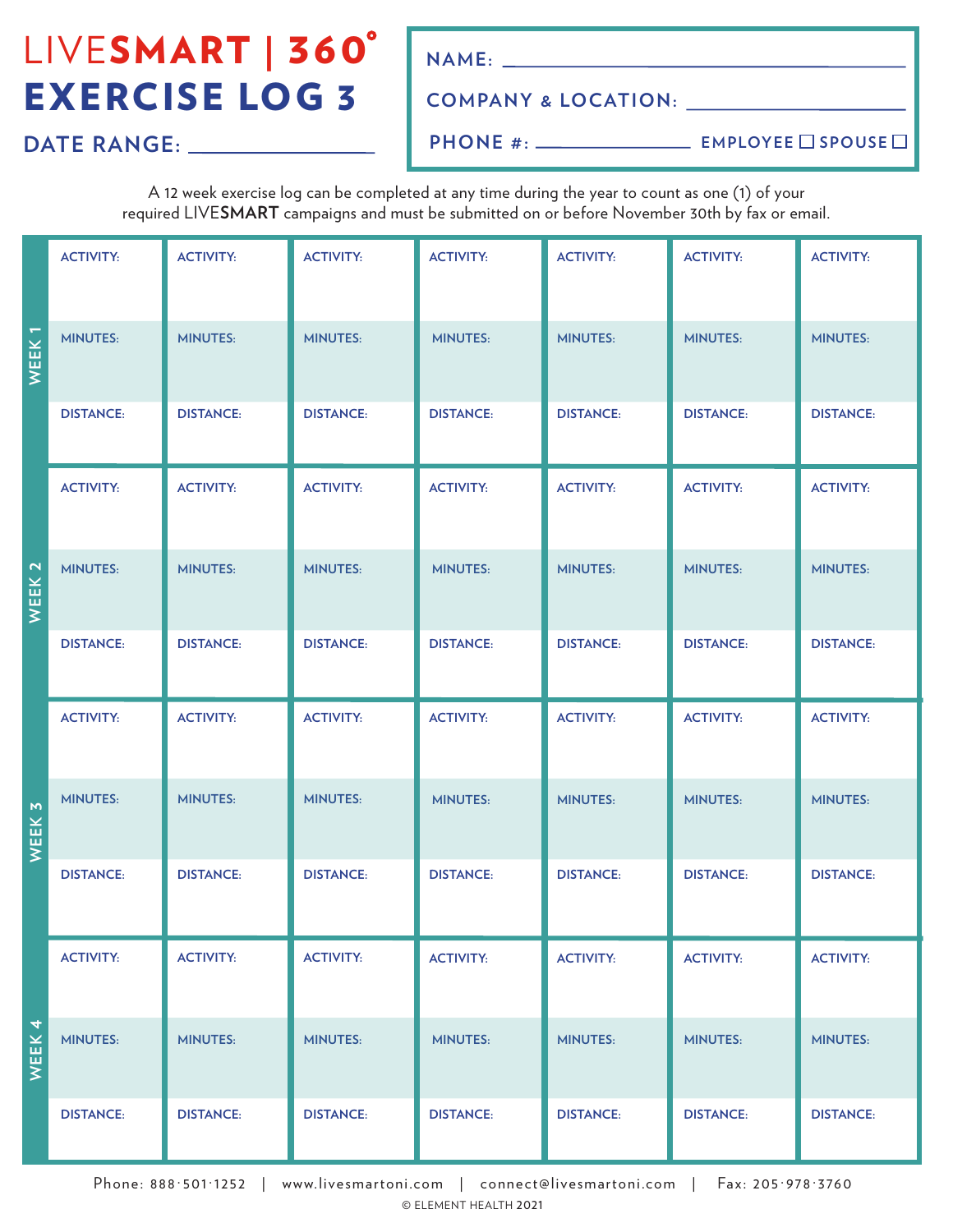# LIVE**SMART** | 360°

# EXERCISE LOG 3

**DATE RANGE:** ________________

**NAME:** ________________________________

**COMPANY & LOCATION:** ____________________

**PHONE #:** ______________ **EMPLOYEE** ☐ **SPOUSE** ☐

A 12 week exercise log can be completed at any time during the year to count as one (1) of your required LIVE**SMART** campaigns and must be submitted on or before November 30th by fax or email.

| | | | | | | | |
|---|---|---|---|---|---|---|---|
| **WEEK 1** | ACTIVITY: | ACTIVITY: | ACTIVITY: | ACTIVITY: | ACTIVITY: | ACTIVITY: | ACTIVITY: |
| | MINUTES: | MINUTES: | MINUTES: | MINUTES: | MINUTES: | MINUTES: | MINUTES: |
| | DISTANCE: | DISTANCE: | DISTANCE: | DISTANCE: | DISTANCE: | DISTANCE: | DISTANCE: |
| **WEEK 2** | ACTIVITY: | ACTIVITY: | ACTIVITY: | ACTIVITY: | ACTIVITY: | ACTIVITY: | ACTIVITY: |
| | MINUTES: | MINUTES: | MINUTES: | MINUTES: | MINUTES: | MINUTES: | MINUTES: |
| | DISTANCE: | DISTANCE: | DISTANCE: | DISTANCE: | DISTANCE: | DISTANCE: | DISTANCE: |
| **WEEK 3** | ACTIVITY: | ACTIVITY: | ACTIVITY: | ACTIVITY: | ACTIVITY: | ACTIVITY: | ACTIVITY: |
| | MINUTES: | MINUTES: | MINUTES: | MINUTES: | MINUTES: | MINUTES: | MINUTES: |
| | DISTANCE: | DISTANCE: | DISTANCE: | DISTANCE: | DISTANCE: | DISTANCE: | DISTANCE: |
| **WEEK 4** | ACTIVITY: | ACTIVITY: | ACTIVITY: | ACTIVITY: | ACTIVITY: | ACTIVITY: | ACTIVITY: |
| | MINUTES: | MINUTES: | MINUTES: | MINUTES: | MINUTES: | MINUTES: | MINUTES: |
| | DISTANCE: | DISTANCE: | DISTANCE: | DISTANCE: | DISTANCE: | DISTANCE: | DISTANCE: |

Phone: 888·501·1252 | www.livesmartoni.com | connect@livesmartoni.com | Fax: 205·978·3760

© ELEMENT HEALTH 2021